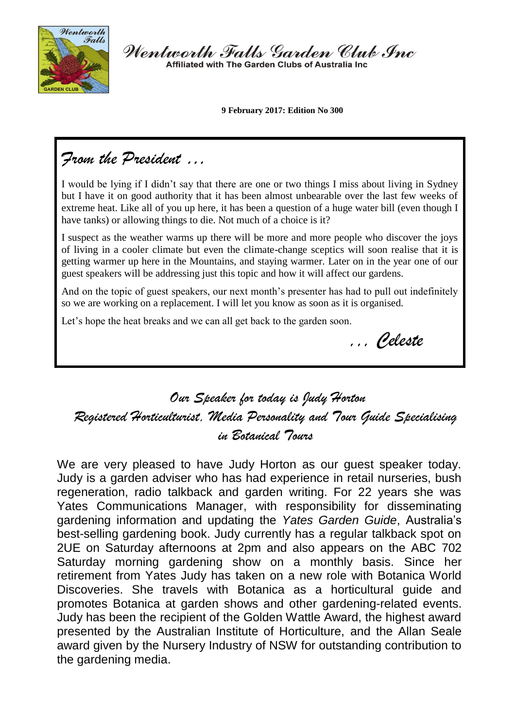# Wentworth Falls Garden Club Inc

Affiliated with The Garden Clubs of Australia Inc

**9 February 2017: Edition No 300**

## *From the President …*

I would be lying if I didn't say that there are one or two things I miss about living in Sydney but I have it on good authority that it has been almost unbearable over the last few weeks of extreme heat. Like all of you up here, it has been a question of a huge water bill (even though I have tanks) or allowing things to die. Not much of a choice is it?

I suspect as the weather warms up there will be more and more people who discover the joys of living in a cooler climate but even the climate-change sceptics will soon realise that it is getting warmer up here in the Mountains, and staying warmer. Later on in the year one of our guest speakers will be addressing just this topic and how it will affect our gardens.

And on the topic of guest speakers, our next month's presenter has had to pull out indefinitely so we are working on a replacement. I will let you know as soon as it is organised.

Let's hope the heat breaks and we can all get back to the garden soon.

*… Celeste*

## *Our Speaker for today is Judy Horton*
## *Registered Horticulturist, Media Personality and Tour Guide Specialising in Botanical Tours*

We are very pleased to have Judy Horton as our guest speaker today. Judy is a garden adviser who has had experience in retail nurseries, bush regeneration, radio talkback and garden writing. For 22 years she was Yates Communications Manager, with responsibility for disseminating gardening information and updating the *Yates Garden Guide*, Australia's best-selling gardening book. Judy currently has a regular talkback spot on 2UE on Saturday afternoons at 2pm and also appears on the ABC 702 Saturday morning gardening show on a monthly basis. Since her retirement from Yates Judy has taken on a new role with Botanica World Discoveries. She travels with Botanica as a horticultural guide and promotes Botanica at garden shows and other gardening-related events. Judy has been the recipient of the Golden Wattle Award, the highest award presented by the Australian Institute of Horticulture, and the Allan Seale award given by the Nursery Industry of NSW for outstanding contribution to the gardening media.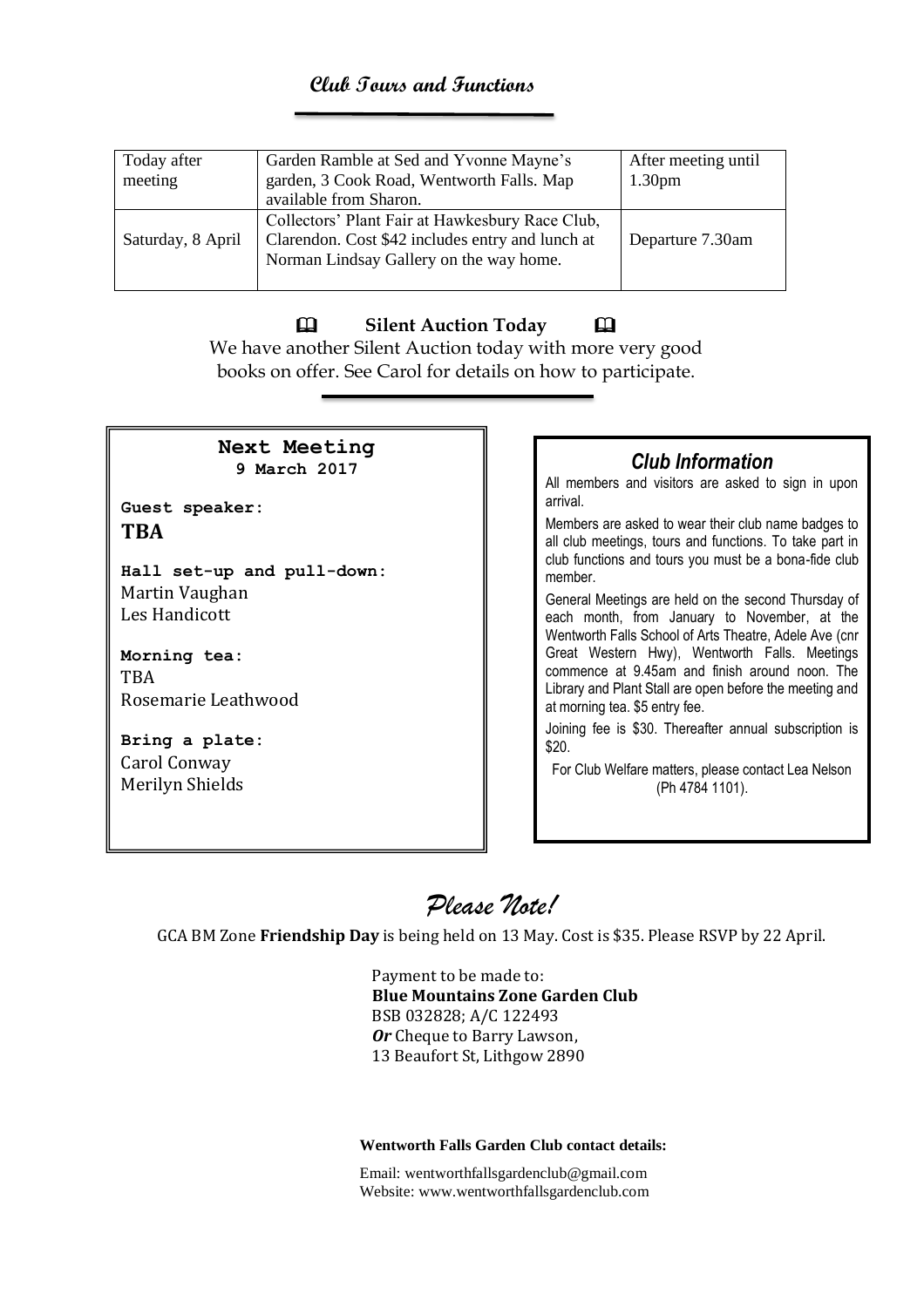## Club Tours and Functions

| | | |
|---|---|---|
| Today after meeting | Garden Ramble at Sed and Yvonne Mayne's garden, 3 Cook Road, Wentworth Falls. Map available from Sharon. | After meeting until 1.30pm |
| Saturday, 8 April | Collectors' Plant Fair at Hawkesbury Race Club, Clarendon. Cost $42 includes entry and lunch at Norman Lindsay Gallery on the way home. | Departure 7.30am |

**Silent Auction Today**

We have another Silent Auction today with more very good books on offer. See Carol for details on how to participate.

**Next Meeting**
**9 March 2017**

**Guest speaker:**
**TBA**

**Hall set-up and pull-down:**
Martin Vaughan
Les Handicott

**Morning tea:**
TBA
Rosemarie Leathwood

**Bring a plate:**
Carol Conway
Merilyn Shields

### *Club Information*

All members and visitors are asked to sign in upon arrival.

Members are asked to wear their club name badges to all club meetings, tours and functions. To take part in club functions and tours you must be a bona-fide club member.

General Meetings are held on the second Thursday of each month, from January to November, at the Wentworth Falls School of Arts Theatre, Adele Ave (cnr Great Western Hwy), Wentworth Falls. Meetings commence at 9.45am and finish around noon. The Library and Plant Stall are open before the meeting and at morning tea. $5 entry fee.

Joining fee is $30. Thereafter annual subscription is $20.

For Club Welfare matters, please contact Lea Nelson (Ph 4784 1101).

## *Please Note!*

GCA BM Zone **Friendship Day** is being held on 13 May. Cost is $35. Please RSVP by 22 April.

Payment to be made to:
**Blue Mountains Zone Garden Club**
BSB 032828; A/C 122493
***Or*** Cheque to Barry Lawson,
13 Beaufort St, Lithgow 2890

**Wentworth Falls Garden Club contact details:**

Email: wentworthfallsgardenclub@gmail.com
Website: www.wentworthfallsgardenclub.com